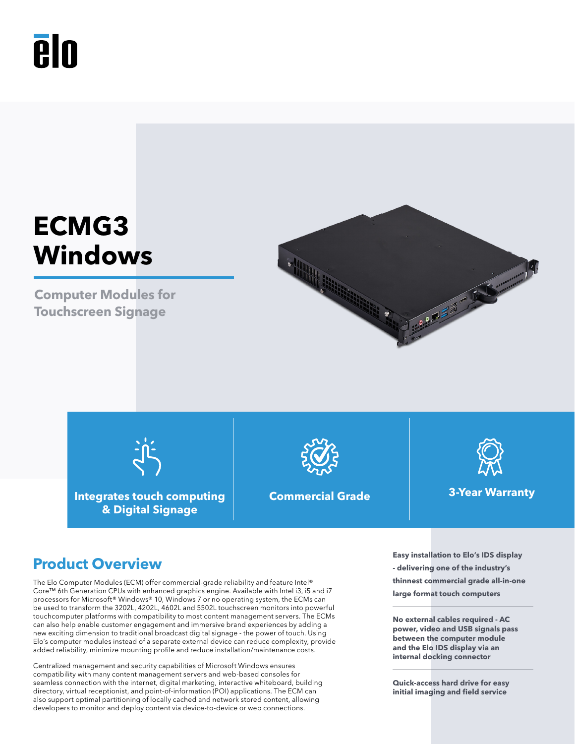# ECMG3 Windows

## Computer Modules for Touchscreen Signage

**Integrates touch computing & Digital Signage**

**Commercial Grade**

**3-Year Warranty**

## Product Overview

The Elo Computer Modules (ECM) offer commercial-grade reliability and feature Intel® Core™ 6th Generation CPUs with enhanced graphics engine. Available with Intel i3, i5 and i7 processors for Microsoft® Windows® 10, Windows 7 or no operating system, the ECMs can be used to transform the 3202L, 4202L, 4602L and 5502L touchscreen monitors into powerful touchcomputer platforms with compatibility to most content management servers. The ECMs can also help enable customer engagement and immersive brand experiences by adding a new exciting dimension to traditional broadcast digital signage - the power of touch. Using Elo's computer modules instead of a separate external device can reduce complexity, provide added reliability, minimize mounting profile and reduce installation/maintenance costs.

Centralized management and security capabilities of Microsoft Windows ensures compatibility with many content management servers and web-based consoles for seamless connection with the internet, digital marketing, interactive whiteboard, building directory, virtual receptionist, and point-of-information (POI) applications. The ECM can also support optimal partitioning of locally cached and network stored content, allowing developers to monitor and deploy content via device-to-device or web connections.

**Easy installation to Elo's IDS display - delivering one of the industry's thinnest commercial grade all-in-one large format touch computers**

**No external cables required - AC power, video and USB signals pass between the computer module and the Elo IDS display via an internal docking connector**

**Quick-access hard drive for easy initial imaging and field service**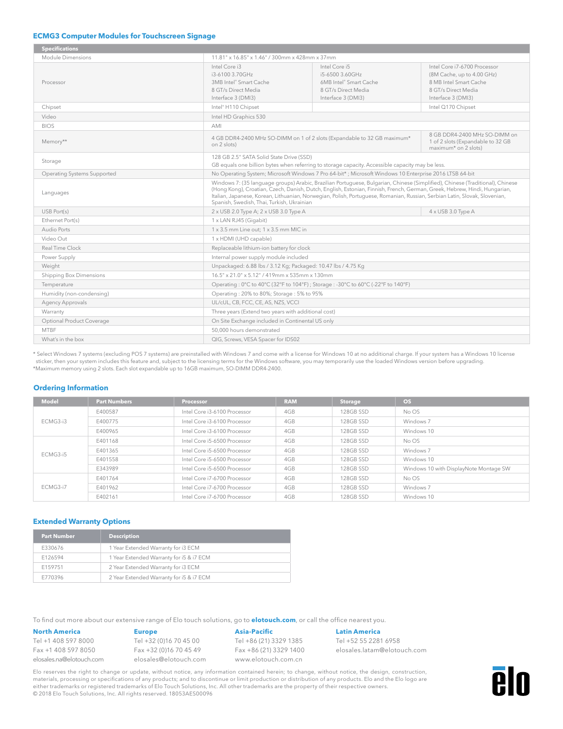## ECMG3 Computer Modules for Touchscreen Signage

| Specifications | | | |
|---|---|---|---|
| Module Dimensions | 11.81" x 16.85" x 1.46" / 300mm x 428mm x 37mm | | |
| Processor | Intel Core i3<br>i3-6100 3.70GHz<br>3MB Intel® Smart Cache<br>8 GT/s Direct Media<br>Interface 3 (DMI3) | Intel Core i5<br>i5-6500 3.60GHz<br>6MB Intel® Smart Cache<br>8 GT/s Direct Media<br>Interface 3 (DMI3) | Intel Core i7-6700 Processor<br>(8M Cache, up to 4.00 GHz)<br>8 MB Intel Smart Cache<br>8 GT/s Direct Media<br>Interface 3 (DMI3) |
| Chipset | Intel® H110 Chipset | | Intel Q170 Chipset |
| Video | Intel HD Graphics 530 | | |
| BIOS | AMI | | |
| Memory** | 4 GB DDR4-2400 MHz SO-DIMM on 1 of 2 slots (Expandable to 32 GB maximum* on 2 slots) | | 8 GB DDR4-2400 MHz SO-DIMM on 1 of 2 slots (Expandable to 32 GB maximum* on 2 slots) |
| Storage | 128 GB 2.5" SATA Solid State Drive (SSD)<br>GB equals one billion bytes when referring to storage capacity. Accessible capacity may be less. | | |
| Operating Systems Supported | No Operating System; Microsoft Windows 7 Pro 64-bit* ; Microsoft Windows 10 Enterprise 2016 LTSB 64-bit | | |
| Languages | Windows 7: (35 language groups) Arabic, Brazilian Portuguese, Bulgarian, Chinese (Simplified), Chinese (Traditional), Chinese (Hong Kong), Croatian, Czech, Danish, Dutch, English, Estonian, Finnish, French, German, Greek, Hebrew, Hindi, Hungarian, Italian, Japanese, Korean, Lithuanian, Norwegian, Polish, Portuguese, Romanian, Russian, Serbian Latin, Slovak, Slovenian, Spanish, Swedish, Thai, Turkish, Ukrainian | | |
| USB Port(s) | 2 x USB 2.0 Type A; 2 x USB 3.0 Type A | | 4 x USB 3.0 Type A |
| Ethernet Port(s) | 1 x LAN RJ45 (Gigabit) | | |
| Audio Ports | 1 x 3.5 mm Line out; 1 x 3.5 mm MIC in | | |
| Video Out | 1 x HDMI (UHD capable) | | |
| Real Time Clock | Replaceable lithium-ion battery for clock | | |
| Power Supply | Internal power supply module included | | |
| Weight | Unpackaged: 6.88 lbs / 3.12 Kg; Packaged: 10.47 lbs / 4.75 Kg | | |
| Shipping Box Dimensions | 16.5" x 21.0" x 5.12" / 419mm x 535mm x 130mm | | |
| Temperature | Operating : 0°C to 40°C (32°F to 104°F) ; Storage : -30°C to 60°C (-22°F to 140°F) | | |
| Humidity (non-condensing) | Operating : 20% to 80%; Storage : 5% to 95% | | |
| Agency Approvals | UL/cUL, CB, FCC, CE, AS, NZS, VCCI | | |
| Warranty | Three years (Extend two years with additional cost) | | |
| Optional Product Coverage | On Site Exchange included in Continental US only | | |
| MTBF | 50,000 hours demonstrated | | |
| What's in the box | QIG, Screws, VESA Spacer for IDS02 | | |

* Select Windows 7 systems (excluding POS 7 systems) are preinstalled with Windows 7 and come with a license for Windows 10 at no additional charge. If your system has a Windows 10 license sticker, then your system includes this feature and, subject to the licensing terms for the Windows software, you may temporarily use the loaded Windows version before upgrading.
*Maximum memory using 2 slots. Each slot expandable up to 16GB maximum, SO-DIMM DDR4-2400.

## Ordering Information

| Model | Part Numbers | Processor | RAM | Storage | OS |
|---|---|---|---|---|---|
| ECMG3-i3 | E400587 | Intel Core i3-6100 Processor | 4GB | 128GB SSD | No OS |
| | E400775 | Intel Core i3-6100 Processor | 4GB | 128GB SSD | Windows 7 |
| | E400965 | Intel Core i3-6100 Processor | 4GB | 128GB SSD | Windows 10 |
| ECMG3-i5 | E401168 | Intel Core i5-6500 Processor | 4GB | 128GB SSD | No OS |
| | E401365 | Intel Core i5-6500 Processor | 4GB | 128GB SSD | Windows 7 |
| | E401558 | Intel Core i5-6500 Processor | 4GB | 128GB SSD | Windows 10 |
| | E343989 | Intel Core i5-6500 Processor | 4GB | 128GB SSD | Windows 10 with DisplayNote Montage SW |
| ECMG3-i7 | E401764 | Intel Core i7-6700 Processor | 4GB | 128GB SSD | No OS |
| | E401962 | Intel Core i7-6700 Processor | 4GB | 128GB SSD | Windows 7 |
| | E402161 | Intel Core i7-6700 Processor | 4GB | 128GB SSD | Windows 10 |

## Extended Warranty Options

| Part Number | Description |
|---|---|
| E330676 | 1 Year Extended Warranty for i3 ECM |
| E126594 | 1 Year Extended Warranty for i5 & i7 ECM |
| E159751 | 2 Year Extended Warranty for i3 ECM |
| E770396 | 2 Year Extended Warranty for i5 & i7 ECM |

To find out more about our extensive range of Elo touch solutions, go to **elotouch.com**, or call the office nearest you.

**North America**
Tel +1 408 597 8000
Fax +1 408 597 8050
elosales.na@elotouch.com

**Europe**
Tel +32 (0)16 70 45 00
Fax +32 (0)16 70 45 49
elosales@elotouch.com

**Asia-Pacific**
Tel +86 (21) 3329 1385
Fax +86 (21) 3329 1400
www.elotouch.com.cn

**Latin America**
Tel +52 55 2281 6958
elosales.latam@elotouch.com

Elo reserves the right to change or update, without notice, any information contained herein; to change, without notice, the design, construction, materials, processing or specifications of any products; and to discontinue or limit production or distribution of any products. Elo and the Elo logo are either trademarks or registered trademarks of Elo Touch Solutions, Inc. All other trademarks are the property of their respective owners.
© 2018 Elo Touch Solutions, Inc. All rights reserved. 18053AES00096

elo